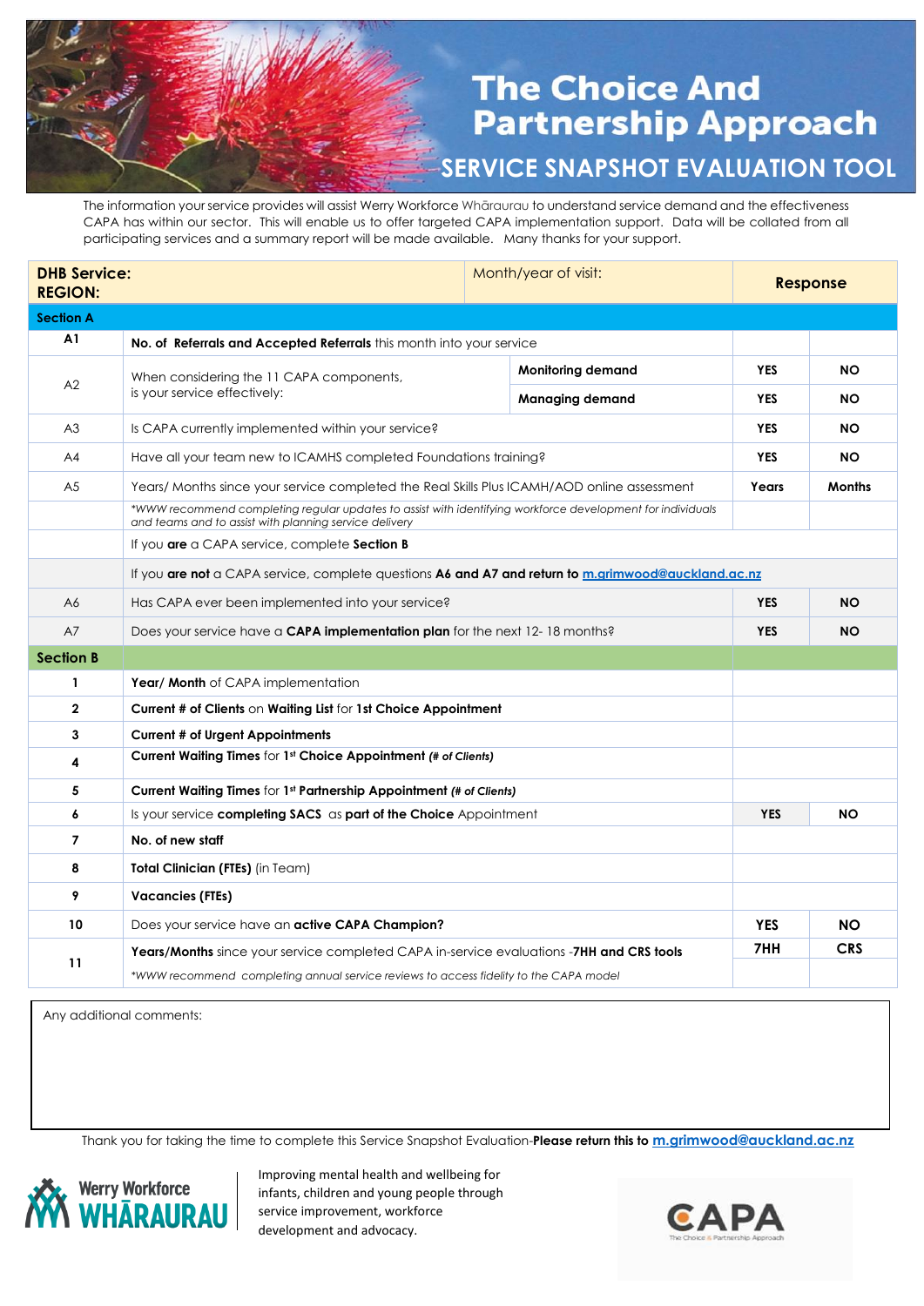# The Choice And Partnership Approach

## SERVICE SNAPSHOT EVALUATION TOOL

The information your service provides will assist Werry Workforce Whāraurau to understand service demand and the effectiveness CAPA has within our sector. This will enable us to offer targeted CAPA implementation support. Data will be collated from all participating services and a summary report will be made available. Many thanks for your support.

| **DHB Service:** **REGION:** | | Month/year of visit: | **Response** | |
|---|---|---|---|---|
| **Section A** | | | | |
| **A1** | **No. of Referrals and Accepted Referrals** this month into your service | | | |
| A2 | When considering the 11 CAPA components, is your service effectively: | **Monitoring demand** | **YES** | **NO** |
| | | **Managing demand** | **YES** | **NO** |
| A3 | Is CAPA currently implemented within your service? | | **YES** | **NO** |
| A4 | Have all your team new to ICAMHS completed Foundations training? | | **YES** | **NO** |
| A5 | Years/ Months since your service completed the Real Skills Plus ICAMH/AOD online assessment | | **Years** | **Months** |
| | *\*WWW recommend completing regular updates to assist with identifying workforce development for individuals and teams and to assist with planning service delivery* | | | |
| | If you **are** a CAPA service, complete **Section B** | | | |
| | If you **are not** a CAPA service, complete questions **A6 and A7 and return to** m.grimwood@auckland.ac.nz | | | |
| A6 | Has CAPA ever been implemented into your service? | | **YES** | **NO** |
| A7 | Does your service have a **CAPA implementation plan** for the next 12- 18 months? | | **YES** | **NO** |
| **Section B** | | | | |
| **1** | **Year/ Month** of CAPA implementation | | | |
| **2** | **Current # of Clients** on **Waiting List** for **1st Choice Appointment** | | | |
| **3** | **Current # of Urgent Appointments** | | | |
| **4** | **Current Waiting Times** for **1st Choice Appointment** ***(# of Clients)*** | | | |
| **5** | **Current Waiting Times** for **1st Partnership Appointment** ***(# of Clients)*** | | | |
| **6** | Is your service **completing SACS** as **part of the Choice** Appointment | | **YES** | **NO** |
| **7** | **No. of new staff** | | | |
| **8** | **Total Clinician (FTEs)** (in Team) | | | |
| **9** | **Vacancies (FTEs)** | | | |
| **10** | Does your service have an **active CAPA Champion?** | | **YES** | **NO** |
| **11** | **Years/Months** since your service completed CAPA in-service evaluations -**7HH and CRS tools** | | **7HH** | **CRS** |
| | *\*WWW recommend completing annual service reviews to access fidelity to the CAPA model* | | | |

Any additional comments:

Thank you for taking the time to complete this Service Snapshot Evaluation-**Please return this to** m.grimwood@auckland.ac.nz

Werry Workforce WHĀRAURAU

Improving mental health and wellbeing for infants, children and young people through service improvement, workforce development and advocacy.

CAPA The Choice & Partnership Approach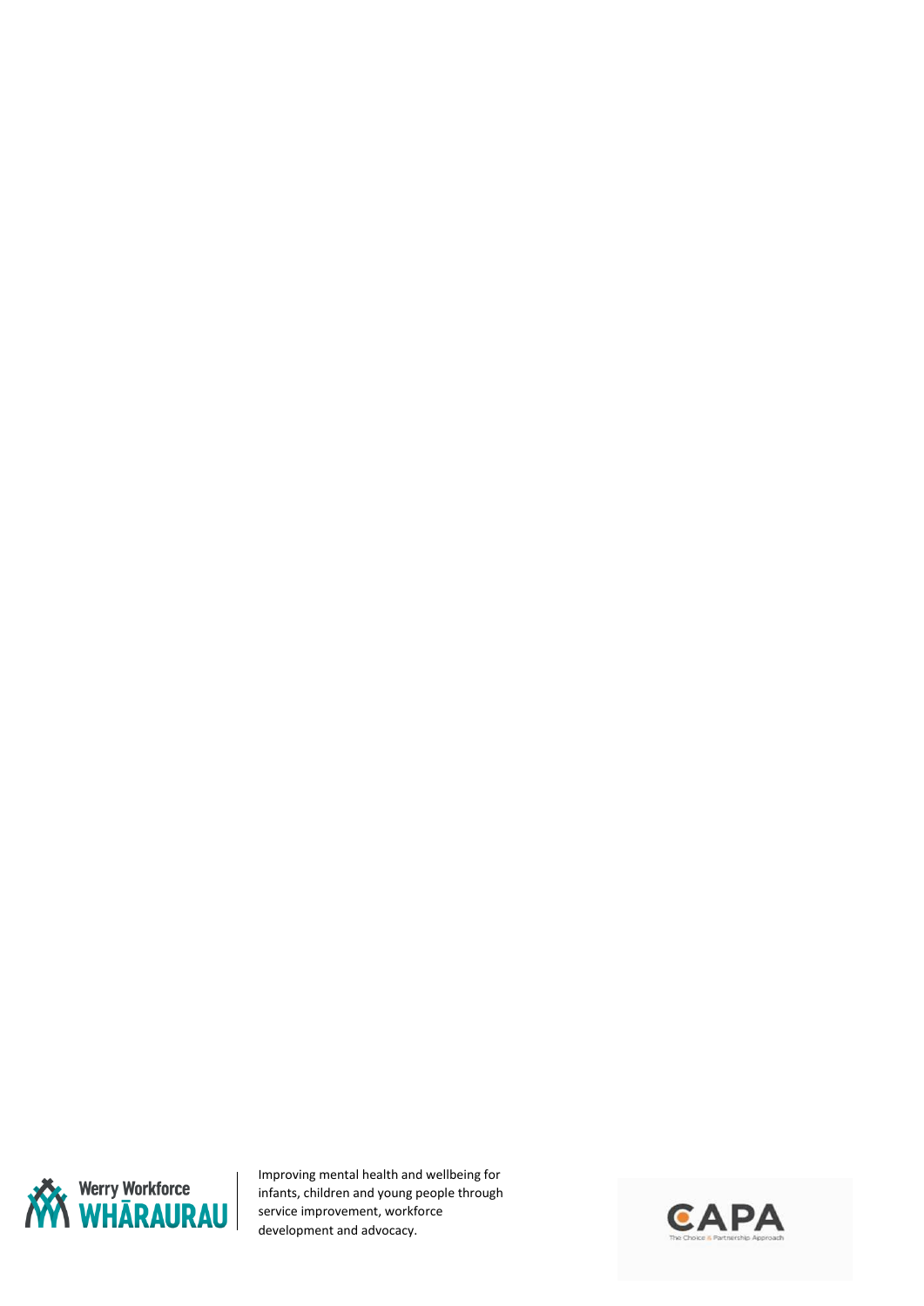Werry Workforce WHĀRAURAU

Improving mental health and wellbeing for infants, children and young people through service improvement, workforce development and advocacy.

CAPA The Choice & Partnership Approach